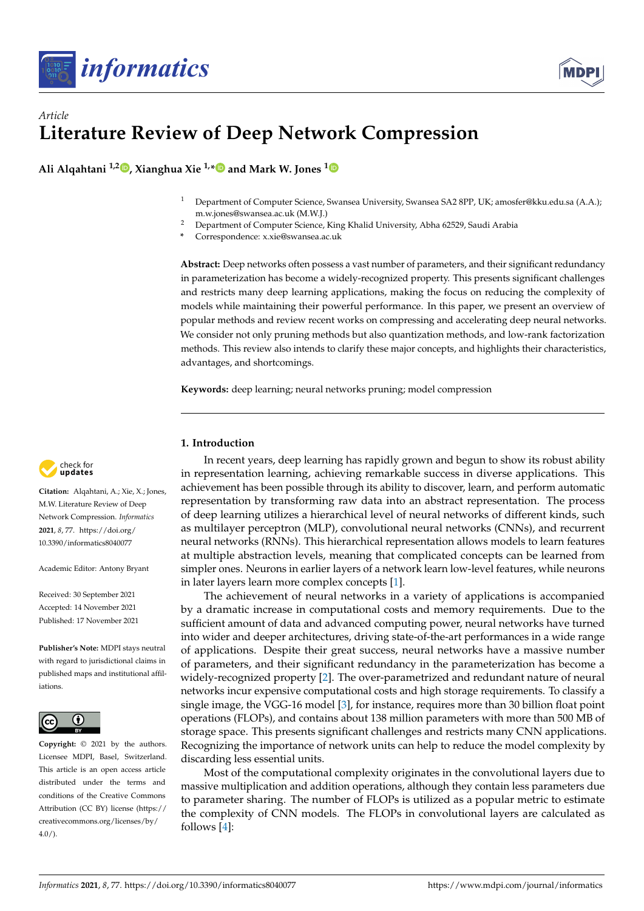*Article*

# Literature Review of Deep Network Compression

**Ali Alqahtani [1,2], Xianghua Xie [1,*] and Mark W. Jones [1]**

[1] Department of Computer Science, Swansea University, Swansea SA2 8PP, UK; amosfer@kku.edu.sa (A.A.); m.w.jones@swansea.ac.uk (M.W.J.)

[2] Department of Computer Science, King Khalid University, Abha 62529, Saudi Arabia

\* Correspondence: x.xie@swansea.ac.uk

**Abstract:** Deep networks often possess a vast number of parameters, and their significant redundancy in parameterization has become a widely-recognized property. This presents significant challenges and restricts many deep learning applications, making the focus on reducing the complexity of models while maintaining their powerful performance. In this paper, we present an overview of popular methods and review recent works on compressing and accelerating deep neural networks. We consider not only pruning methods but also quantization methods, and low-rank factorization methods. This review also intends to clarify these major concepts, and highlights their characteristics, advantages, and shortcomings.

**Keywords:** deep learning; neural networks pruning; model compression

**Citation:** Alqahtani, A.; Xie, X.; Jones, M.W. Literature Review of Deep Network Compression. *Informatics* **2021**, *8*, 77. https://doi.org/10.3390/informatics8040077

Academic Editor: Antony Bryant

Received: 30 September 2021
Accepted: 14 November 2021
Published: 17 November 2021

**Publisher's Note:** MDPI stays neutral with regard to jurisdictional claims in published maps and institutional affiliations.

**Copyright:** © 2021 by the authors. Licensee MDPI, Basel, Switzerland. This article is an open access article distributed under the terms and conditions of the Creative Commons Attribution (CC BY) license (https://creativecommons.org/licenses/by/4.0/).

## 1. Introduction

In recent years, deep learning has rapidly grown and begun to show its robust ability in representation learning, achieving remarkable success in diverse applications. This achievement has been possible through its ability to discover, learn, and perform automatic representation by transforming raw data into an abstract representation. The process of deep learning utilizes a hierarchical level of neural networks of different kinds, such as multilayer perceptron (MLP), convolutional neural networks (CNNs), and recurrent neural networks (RNNs). This hierarchical representation allows models to learn features at multiple abstraction levels, meaning that complicated concepts can be learned from simpler ones. Neurons in earlier layers of a network learn low-level features, while neurons in later layers learn more complex concepts [1].

The achievement of neural networks in a variety of applications is accompanied by a dramatic increase in computational costs and memory requirements. Due to the sufficient amount of data and advanced computing power, neural networks have turned into wider and deeper architectures, driving state-of-the-art performances in a wide range of applications. Despite their great success, neural networks have a massive number of parameters, and their significant redundancy in the parameterization has become a widely-recognized property [2]. The over-parametrized and redundant nature of neural networks incur expensive computational costs and high storage requirements. To classify a single image, the VGG-16 model [3], for instance, requires more than 30 billion float point operations (FLOPs), and contains about 138 million parameters with more than 500 MB of storage space. This presents significant challenges and restricts many CNN applications. Recognizing the importance of network units can help to reduce the model complexity by discarding less essential units.

Most of the computational complexity originates in the convolutional layers due to massive multiplication and addition operations, although they contain less parameters due to parameter sharing. The number of FLOPs is utilized as a popular metric to estimate the complexity of CNN models. The FLOPs in convolutional layers are calculated as follows [4]: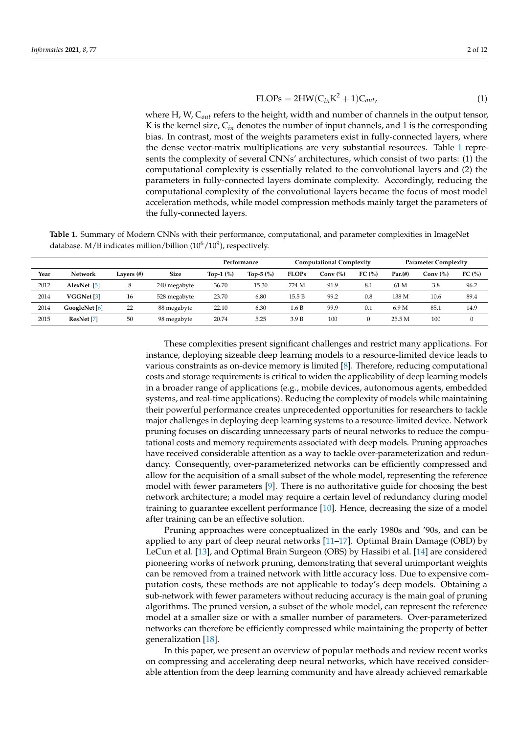$$\text{FLOPs} = 2\text{HW}(\text{C}_{in}\text{K}^2 + 1)\text{C}_{out}, \tag{1}$$

where H, W, $C_{out}$ refers to the height, width and number of channels in the output tensor, K is the kernel size, $C_{in}$ denotes the number of input channels, and 1 is the corresponding bias. In contrast, most of the weights parameters exist in fully-connected layers, where the dense vector-matrix multiplications are very substantial resources. Table 1 represents the complexity of several CNNs' architectures, which consist of two parts: (1) the computational complexity is essentially related to the convolutional layers and (2) the parameters in fully-connected layers dominate complexity. Accordingly, reducing the computational complexity of the convolutional layers became the focus of most model acceleration methods, while model compression methods mainly target the parameters of the fully-connected layers.

**Table 1.** Summary of Modern CNNs with their performance, computational, and parameter complexities in ImageNet database. M/B indicates million/billion ($10^6/10^9$), respectively.

| | | | | Performance | | Computational Complexity | | | Parameter Complexity | | |
|---|---|---|---|---|---|---|---|---|---|---|---|
| **Year** | **Network** | **Layers (#)** | **Size** | **Top-1 (%)** | **Top-5 (%)** | **FLOPs** | **Conv (%)** | **FC (%)** | **Par.(#)** | **Conv (%)** | **FC (%)** |
| 2012 | **AlexNet** [5] | 8 | 240 megabyte | 36.70 | 15.30 | 724 M | 91.9 | 8.1 | 61 M | 3.8 | 96.2 |
| 2014 | **VGGNet** [3] | 16 | 528 megabyte | 23.70 | 6.80 | 15.5 B | 99.2 | 0.8 | 138 M | 10.6 | 89.4 |
| 2014 | **GoogleNet** [6] | 22 | 88 megabyte | 22.10 | 6.30 | 1.6 B | 99.9 | 0.1 | 6.9 M | 85.1 | 14.9 |
| 2015 | **ResNet** [7] | 50 | 98 megabyte | 20.74 | 5.25 | 3.9 B | 100 | 0 | 25.5 M | 100 | 0 |

These complexities present significant challenges and restrict many applications. For instance, deploying sizeable deep learning models to a resource-limited device leads to various constraints as on-device memory is limited [8]. Therefore, reducing computational costs and storage requirements is critical to widen the applicability of deep learning models in a broader range of applications (e.g., mobile devices, autonomous agents, embedded systems, and real-time applications). Reducing the complexity of models while maintaining their powerful performance creates unprecedented opportunities for researchers to tackle major challenges in deploying deep learning systems to a resource-limited device. Network pruning focuses on discarding unnecessary parts of neural networks to reduce the computational costs and memory requirements associated with deep models. Pruning approaches have received considerable attention as a way to tackle over-parameterization and redundancy. Consequently, over-parameterized networks can be efficiently compressed and allow for the acquisition of a small subset of the whole model, representing the reference model with fewer parameters [9]. There is no authoritative guide for choosing the best network architecture; a model may require a certain level of redundancy during model training to guarantee excellent performance [10]. Hence, decreasing the size of a model after training can be an effective solution.

Pruning approaches were conceptualized in the early 1980s and '90s, and can be applied to any part of deep neural networks [11–17]. Optimal Brain Damage (OBD) by LeCun et al. [13], and Optimal Brain Surgeon (OBS) by Hassibi et al. [14] are considered pioneering works of network pruning, demonstrating that several unimportant weights can be removed from a trained network with little accuracy loss. Due to expensive computation costs, these methods are not applicable to today's deep models. Obtaining a sub-network with fewer parameters without reducing accuracy is the main goal of pruning algorithms. The pruned version, a subset of the whole model, can represent the reference model at a smaller size or with a smaller number of parameters. Over-parameterized networks can therefore be efficiently compressed while maintaining the property of better generalization [18].

In this paper, we present an overview of popular methods and review recent works on compressing and accelerating deep neural networks, which have received considerable attention from the deep learning community and have already achieved remarkable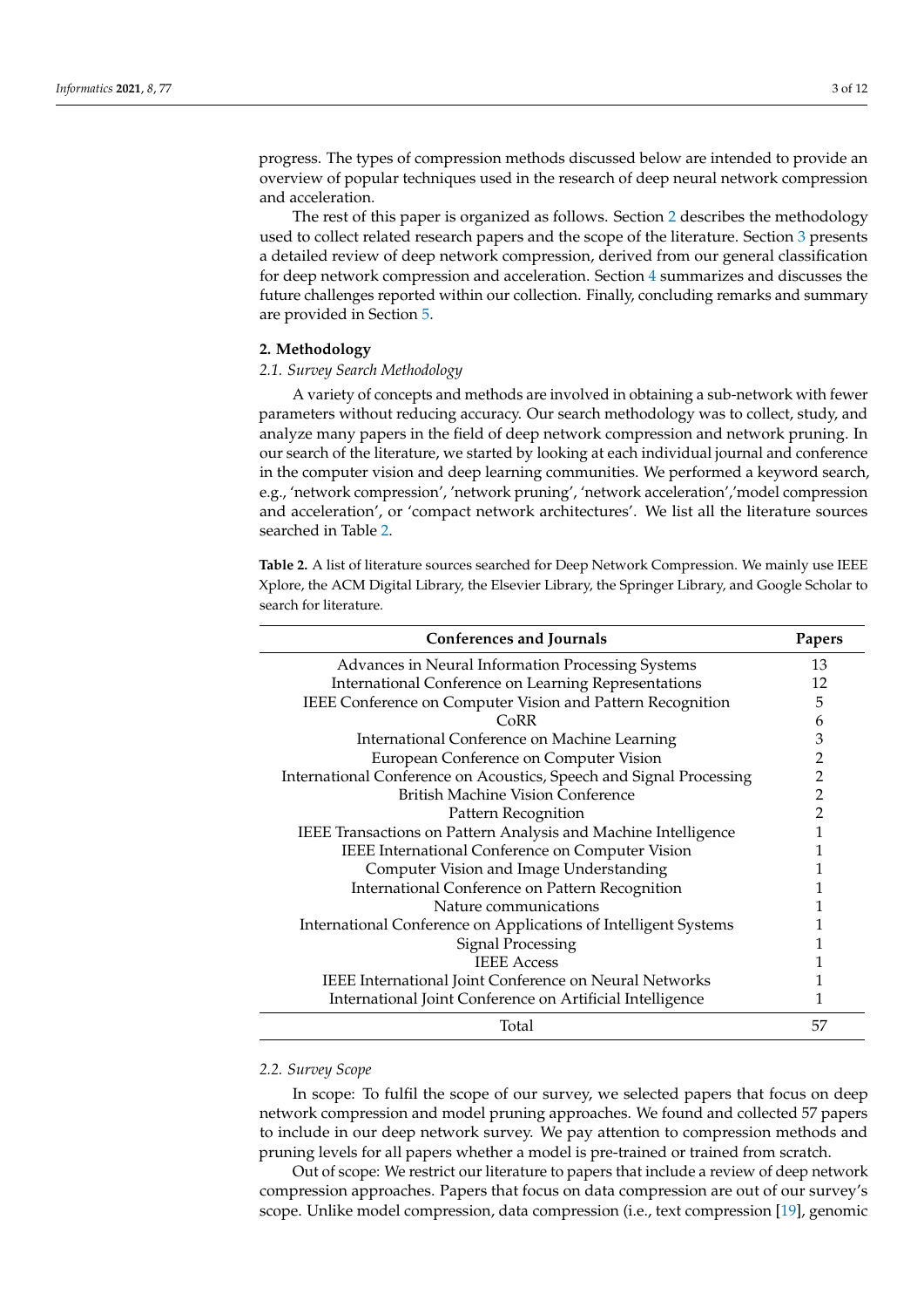progress. The types of compression methods discussed below are intended to provide an overview of popular techniques used in the research of deep neural network compression and acceleration.

The rest of this paper is organized as follows. Section 2 describes the methodology used to collect related research papers and the scope of the literature. Section 3 presents a detailed review of deep network compression, derived from our general classification for deep network compression and acceleration. Section 4 summarizes and discusses the future challenges reported within our collection. Finally, concluding remarks and summary are provided in Section 5.

## 2. Methodology

### *2.1. Survey Search Methodology*

A variety of concepts and methods are involved in obtaining a sub-network with fewer parameters without reducing accuracy. Our search methodology was to collect, study, and analyze many papers in the field of deep network compression and network pruning. In our search of the literature, we started by looking at each individual journal and conference in the computer vision and deep learning communities. We performed a keyword search, e.g., 'network compression', 'network pruning', 'network acceleration','model compression and acceleration', or 'compact network architectures'. We list all the literature sources searched in Table 2.

**Table 2.** A list of literature sources searched for Deep Network Compression. We mainly use IEEE Xplore, the ACM Digital Library, the Elsevier Library, the Springer Library, and Google Scholar to search for literature.

| Conferences and Journals | Papers |
|---|---|
| Advances in Neural Information Processing Systems | 13 |
| International Conference on Learning Representations | 12 |
| IEEE Conference on Computer Vision and Pattern Recognition | 5 |
| CoRR | 6 |
| International Conference on Machine Learning | 3 |
| European Conference on Computer Vision | 2 |
| International Conference on Acoustics, Speech and Signal Processing | 2 |
| British Machine Vision Conference | 2 |
| Pattern Recognition | 2 |
| IEEE Transactions on Pattern Analysis and Machine Intelligence | 1 |
| IEEE International Conference on Computer Vision | 1 |
| Computer Vision and Image Understanding | 1 |
| International Conference on Pattern Recognition | 1 |
| Nature communications | 1 |
| International Conference on Applications of Intelligent Systems | 1 |
| Signal Processing | 1 |
| IEEE Access | 1 |
| IEEE International Joint Conference on Neural Networks | 1 |
| International Joint Conference on Artificial Intelligence | 1 |
| Total | 57 |

### *2.2. Survey Scope*

In scope: To fulfil the scope of our survey, we selected papers that focus on deep network compression and model pruning approaches. We found and collected 57 papers to include in our deep network survey. We pay attention to compression methods and pruning levels for all papers whether a model is pre-trained or trained from scratch.

Out of scope: We restrict our literature to papers that include a review of deep network compression approaches. Papers that focus on data compression are out of our survey's scope. Unlike model compression, data compression (i.e., text compression [19], genomic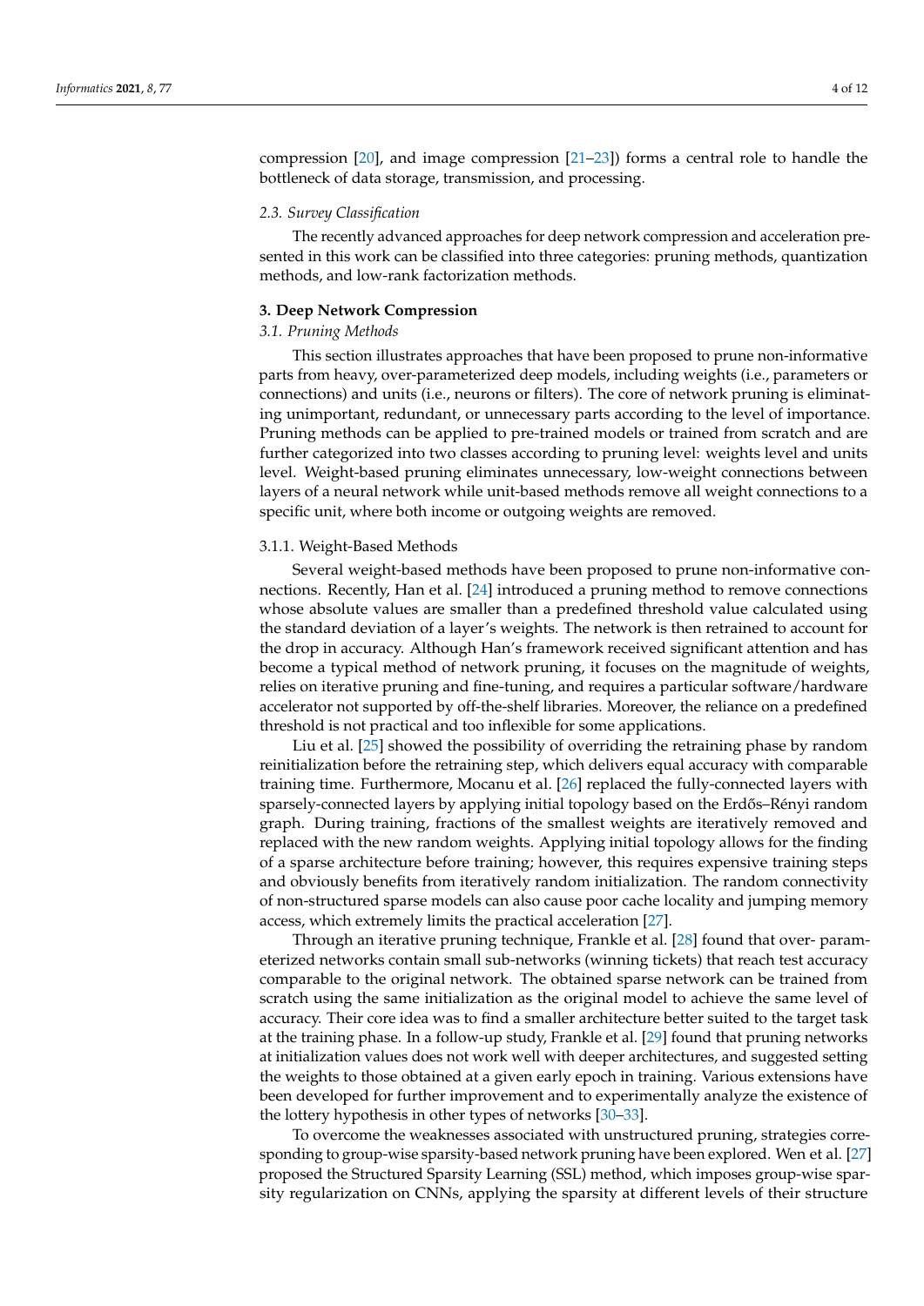compression [20], and image compression [21–23]) forms a central role to handle the bottleneck of data storage, transmission, and processing.

### *2.3. Survey Classification*

The recently advanced approaches for deep network compression and acceleration presented in this work can be classified into three categories: pruning methods, quantization methods, and low-rank factorization methods.

## **3. Deep Network Compression**

### *3.1. Pruning Methods*

This section illustrates approaches that have been proposed to prune non-informative parts from heavy, over-parameterized deep models, including weights (i.e., parameters or connections) and units (i.e., neurons or filters). The core of network pruning is eliminating unimportant, redundant, or unnecessary parts according to the level of importance. Pruning methods can be applied to pre-trained models or trained from scratch and are further categorized into two classes according to pruning level: weights level and units level. Weight-based pruning eliminates unnecessary, low-weight connections between layers of a neural network while unit-based methods remove all weight connections to a specific unit, where both income or outgoing weights are removed.

#### 3.1.1. Weight-Based Methods

Several weight-based methods have been proposed to prune non-informative connections. Recently, Han et al. [24] introduced a pruning method to remove connections whose absolute values are smaller than a predefined threshold value calculated using the standard deviation of a layer's weights. The network is then retrained to account for the drop in accuracy. Although Han's framework received significant attention and has become a typical method of network pruning, it focuses on the magnitude of weights, relies on iterative pruning and fine-tuning, and requires a particular software/hardware accelerator not supported by off-the-shelf libraries. Moreover, the reliance on a predefined threshold is not practical and too inflexible for some applications.

Liu et al. [25] showed the possibility of overriding the retraining phase by random reinitialization before the retraining step, which delivers equal accuracy with comparable training time. Furthermore, Mocanu et al. [26] replaced the fully-connected layers with sparsely-connected layers by applying initial topology based on the Erdős–Rényi random graph. During training, fractions of the smallest weights are iteratively removed and replaced with the new random weights. Applying initial topology allows for the finding of a sparse architecture before training; however, this requires expensive training steps and obviously benefits from iteratively random initialization. The random connectivity of non-structured sparse models can also cause poor cache locality and jumping memory access, which extremely limits the practical acceleration [27].

Through an iterative pruning technique, Frankle et al. [28] found that over- parameterized networks contain small sub-networks (winning tickets) that reach test accuracy comparable to the original network. The obtained sparse network can be trained from scratch using the same initialization as the original model to achieve the same level of accuracy. Their core idea was to find a smaller architecture better suited to the target task at the training phase. In a follow-up study, Frankle et al. [29] found that pruning networks at initialization values does not work well with deeper architectures, and suggested setting the weights to those obtained at a given early epoch in training. Various extensions have been developed for further improvement and to experimentally analyze the existence of the lottery hypothesis in other types of networks [30–33].

To overcome the weaknesses associated with unstructured pruning, strategies corresponding to group-wise sparsity-based network pruning have been explored. Wen et al. [27] proposed the Structured Sparsity Learning (SSL) method, which imposes group-wise sparsity regularization on CNNs, applying the sparsity at different levels of their structure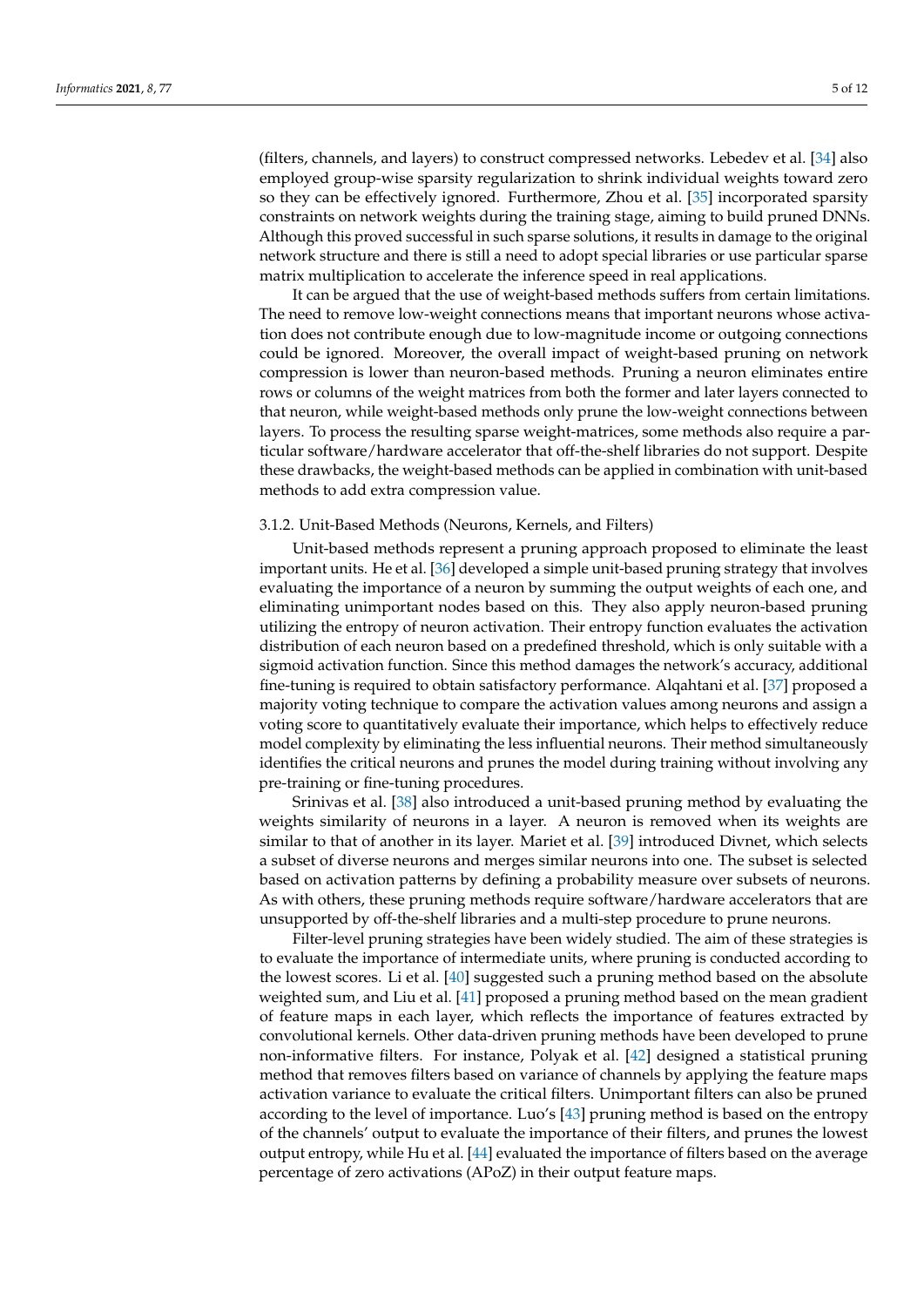(filters, channels, and layers) to construct compressed networks. Lebedev et al. [34] also employed group-wise sparsity regularization to shrink individual weights toward zero so they can be effectively ignored. Furthermore, Zhou et al. [35] incorporated sparsity constraints on network weights during the training stage, aiming to build pruned DNNs. Although this proved successful in such sparse solutions, it results in damage to the original network structure and there is still a need to adopt special libraries or use particular sparse matrix multiplication to accelerate the inference speed in real applications.

It can be argued that the use of weight-based methods suffers from certain limitations. The need to remove low-weight connections means that important neurons whose activation does not contribute enough due to low-magnitude income or outgoing connections could be ignored. Moreover, the overall impact of weight-based pruning on network compression is lower than neuron-based methods. Pruning a neuron eliminates entire rows or columns of the weight matrices from both the former and later layers connected to that neuron, while weight-based methods only prune the low-weight connections between layers. To process the resulting sparse weight-matrices, some methods also require a particular software/hardware accelerator that off-the-shelf libraries do not support. Despite these drawbacks, the weight-based methods can be applied in combination with unit-based methods to add extra compression value.

#### 3.1.2. Unit-Based Methods (Neurons, Kernels, and Filters)

Unit-based methods represent a pruning approach proposed to eliminate the least important units. He et al. [36] developed a simple unit-based pruning strategy that involves evaluating the importance of a neuron by summing the output weights of each one, and eliminating unimportant nodes based on this. They also apply neuron-based pruning utilizing the entropy of neuron activation. Their entropy function evaluates the activation distribution of each neuron based on a predefined threshold, which is only suitable with a sigmoid activation function. Since this method damages the network's accuracy, additional fine-tuning is required to obtain satisfactory performance. Alqahtani et al. [37] proposed a majority voting technique to compare the activation values among neurons and assign a voting score to quantitatively evaluate their importance, which helps to effectively reduce model complexity by eliminating the less influential neurons. Their method simultaneously identifies the critical neurons and prunes the model during training without involving any pre-training or fine-tuning procedures.

Srinivas et al. [38] also introduced a unit-based pruning method by evaluating the weights similarity of neurons in a layer. A neuron is removed when its weights are similar to that of another in its layer. Mariet et al. [39] introduced Divnet, which selects a subset of diverse neurons and merges similar neurons into one. The subset is selected based on activation patterns by defining a probability measure over subsets of neurons. As with others, these pruning methods require software/hardware accelerators that are unsupported by off-the-shelf libraries and a multi-step procedure to prune neurons.

Filter-level pruning strategies have been widely studied. The aim of these strategies is to evaluate the importance of intermediate units, where pruning is conducted according to the lowest scores. Li et al. [40] suggested such a pruning method based on the absolute weighted sum, and Liu et al. [41] proposed a pruning method based on the mean gradient of feature maps in each layer, which reflects the importance of features extracted by convolutional kernels. Other data-driven pruning methods have been developed to prune non-informative filters. For instance, Polyak et al. [42] designed a statistical pruning method that removes filters based on variance of channels by applying the feature maps activation variance to evaluate the critical filters. Unimportant filters can also be pruned according to the level of importance. Luo's [43] pruning method is based on the entropy of the channels' output to evaluate the importance of their filters, and prunes the lowest output entropy, while Hu et al. [44] evaluated the importance of filters based on the average percentage of zero activations (APoZ) in their output feature maps.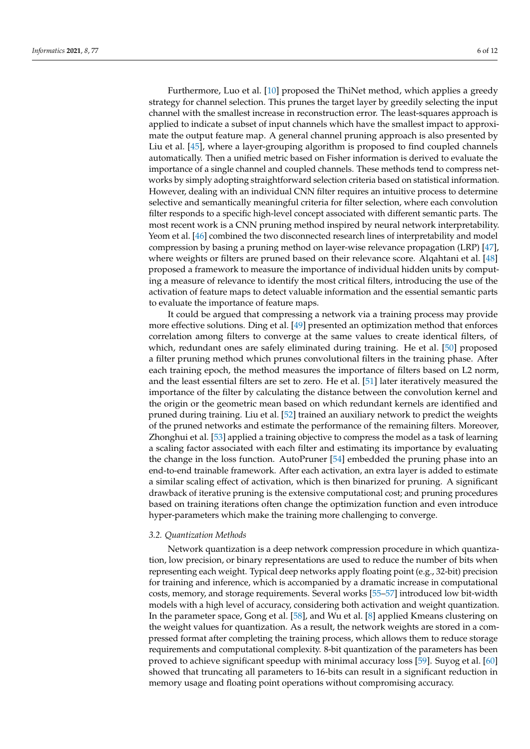Furthermore, Luo et al. [10] proposed the ThiNet method, which applies a greedy strategy for channel selection. This prunes the target layer by greedily selecting the input channel with the smallest increase in reconstruction error. The least-squares approach is applied to indicate a subset of input channels which have the smallest impact to approximate the output feature map. A general channel pruning approach is also presented by Liu et al. [45], where a layer-grouping algorithm is proposed to find coupled channels automatically. Then a unified metric based on Fisher information is derived to evaluate the importance of a single channel and coupled channels. These methods tend to compress networks by simply adopting straightforward selection criteria based on statistical information. However, dealing with an individual CNN filter requires an intuitive process to determine selective and semantically meaningful criteria for filter selection, where each convolution filter responds to a specific high-level concept associated with different semantic parts. The most recent work is a CNN pruning method inspired by neural network interpretability. Yeom et al. [46] combined the two disconnected research lines of interpretability and model compression by basing a pruning method on layer-wise relevance propagation (LRP) [47], where weights or filters are pruned based on their relevance score. Alqahtani et al. [48] proposed a framework to measure the importance of individual hidden units by computing a measure of relevance to identify the most critical filters, introducing the use of the activation of feature maps to detect valuable information and the essential semantic parts to evaluate the importance of feature maps.

It could be argued that compressing a network via a training process may provide more effective solutions. Ding et al. [49] presented an optimization method that enforces correlation among filters to converge at the same values to create identical filters, of which, redundant ones are safely eliminated during training. He et al. [50] proposed a filter pruning method which prunes convolutional filters in the training phase. After each training epoch, the method measures the importance of filters based on L2 norm, and the least essential filters are set to zero. He et al. [51] later iteratively measured the importance of the filter by calculating the distance between the convolution kernel and the origin or the geometric mean based on which redundant kernels are identified and pruned during training. Liu et al. [52] trained an auxiliary network to predict the weights of the pruned networks and estimate the performance of the remaining filters. Moreover, Zhonghui et al. [53] applied a training objective to compress the model as a task of learning a scaling factor associated with each filter and estimating its importance by evaluating the change in the loss function. AutoPruner [54] embedded the pruning phase into an end-to-end trainable framework. After each activation, an extra layer is added to estimate a similar scaling effect of activation, which is then binarized for pruning. A significant drawback of iterative pruning is the extensive computational cost; and pruning procedures based on training iterations often change the optimization function and even introduce hyper-parameters which make the training more challenging to converge.

### *3.2. Quantization Methods*

Network quantization is a deep network compression procedure in which quantization, low precision, or binary representations are used to reduce the number of bits when representing each weight. Typical deep networks apply floating point (e.g., 32-bit) precision for training and inference, which is accompanied by a dramatic increase in computational costs, memory, and storage requirements. Several works [55–57] introduced low bit-width models with a high level of accuracy, considering both activation and weight quantization. In the parameter space, Gong et al. [58], and Wu et al. [8] applied Kmeans clustering on the weight values for quantization. As a result, the network weights are stored in a compressed format after completing the training process, which allows them to reduce storage requirements and computational complexity. 8-bit quantization of the parameters has been proved to achieve significant speedup with minimal accuracy loss [59]. Suyog et al. [60] showed that truncating all parameters to 16-bits can result in a significant reduction in memory usage and floating point operations without compromising accuracy.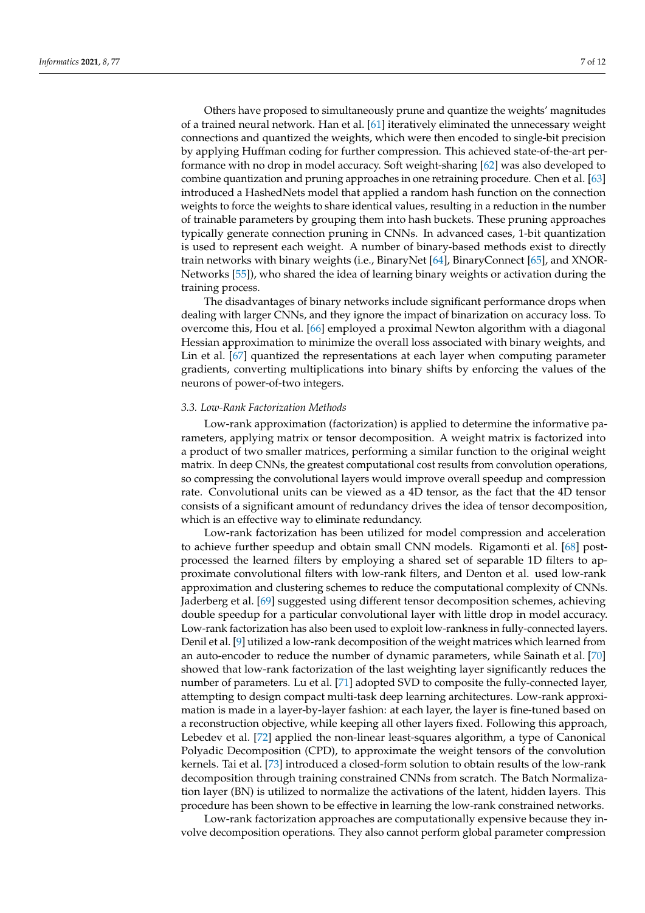Others have proposed to simultaneously prune and quantize the weights' magnitudes of a trained neural network. Han et al. [61] iteratively eliminated the unnecessary weight connections and quantized the weights, which were then encoded to single-bit precision by applying Huffman coding for further compression. This achieved state-of-the-art performance with no drop in model accuracy. Soft weight-sharing [62] was also developed to combine quantization and pruning approaches in one retraining procedure. Chen et al. [63] introduced a HashedNets model that applied a random hash function on the connection weights to force the weights to share identical values, resulting in a reduction in the number of trainable parameters by grouping them into hash buckets. These pruning approaches typically generate connection pruning in CNNs. In advanced cases, 1-bit quantization is used to represent each weight. A number of binary-based methods exist to directly train networks with binary weights (i.e., BinaryNet [64], BinaryConnect [65], and XNOR-Networks [55]), who shared the idea of learning binary weights or activation during the training process.

The disadvantages of binary networks include significant performance drops when dealing with larger CNNs, and they ignore the impact of binarization on accuracy loss. To overcome this, Hou et al. [66] employed a proximal Newton algorithm with a diagonal Hessian approximation to minimize the overall loss associated with binary weights, and Lin et al. [67] quantized the representations at each layer when computing parameter gradients, converting multiplications into binary shifts by enforcing the values of the neurons of power-of-two integers.

### *3.3. Low-Rank Factorization Methods*

Low-rank approximation (factorization) is applied to determine the informative parameters, applying matrix or tensor decomposition. A weight matrix is factorized into a product of two smaller matrices, performing a similar function to the original weight matrix. In deep CNNs, the greatest computational cost results from convolution operations, so compressing the convolutional layers would improve overall speedup and compression rate. Convolutional units can be viewed as a 4D tensor, as the fact that the 4D tensor consists of a significant amount of redundancy drives the idea of tensor decomposition, which is an effective way to eliminate redundancy.

Low-rank factorization has been utilized for model compression and acceleration to achieve further speedup and obtain small CNN models. Rigamonti et al. [68] post-processed the learned filters by employing a shared set of separable 1D filters to approximate convolutional filters with low-rank filters, and Denton et al. used low-rank approximation and clustering schemes to reduce the computational complexity of CNNs. Jaderberg et al. [69] suggested using different tensor decomposition schemes, achieving double speedup for a particular convolutional layer with little drop in model accuracy. Low-rank factorization has also been used to exploit low-rankness in fully-connected layers. Denil et al. [9] utilized a low-rank decomposition of the weight matrices which learned from an auto-encoder to reduce the number of dynamic parameters, while Sainath et al. [70] showed that low-rank factorization of the last weighting layer significantly reduces the number of parameters. Lu et al. [71] adopted SVD to composite the fully-connected layer, attempting to design compact multi-task deep learning architectures. Low-rank approximation is made in a layer-by-layer fashion: at each layer, the layer is fine-tuned based on a reconstruction objective, while keeping all other layers fixed. Following this approach, Lebedev et al. [72] applied the non-linear least-squares algorithm, a type of Canonical Polyadic Decomposition (CPD), to approximate the weight tensors of the convolution kernels. Tai et al. [73] introduced a closed-form solution to obtain results of the low-rank decomposition through training constrained CNNs from scratch. The Batch Normalization layer (BN) is utilized to normalize the activations of the latent, hidden layers. This procedure has been shown to be effective in learning the low-rank constrained networks.

Low-rank factorization approaches are computationally expensive because they involve decomposition operations. They also cannot perform global parameter compression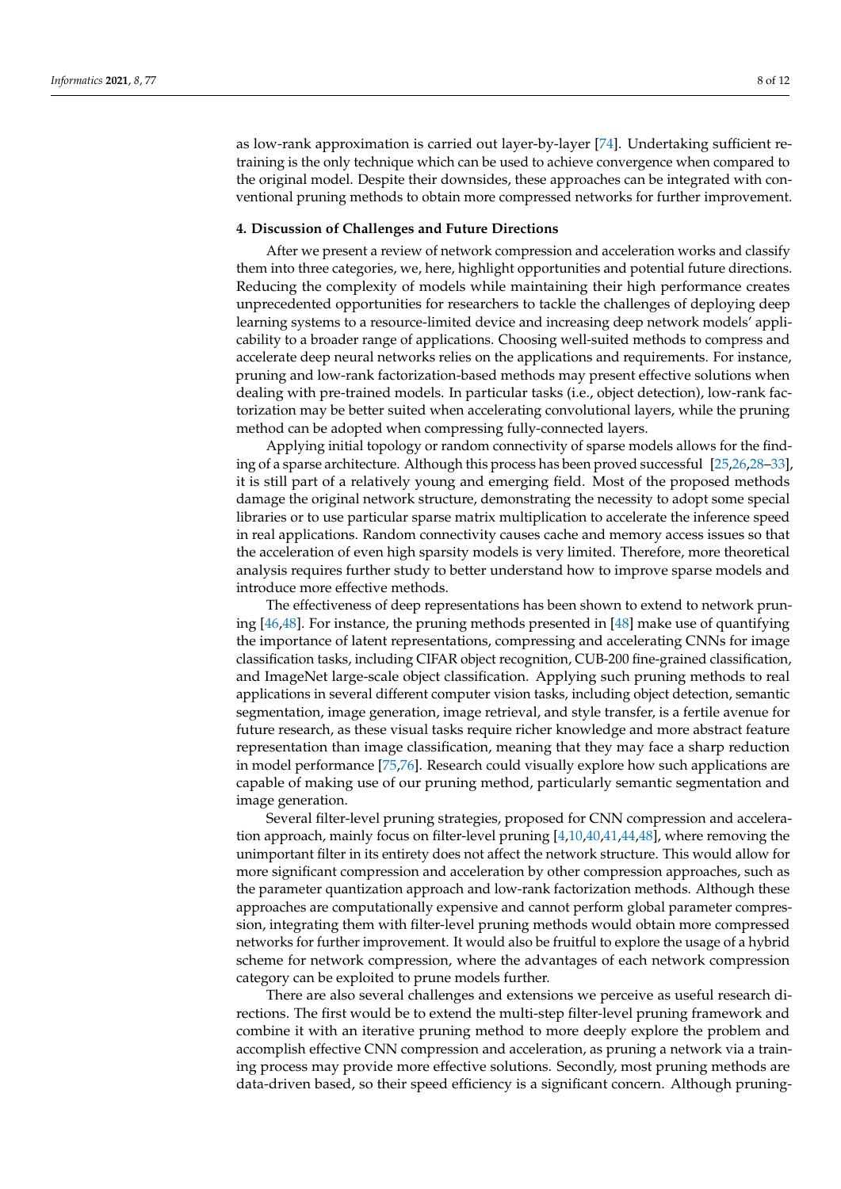as low-rank approximation is carried out layer-by-layer [74]. Undertaking sufficient retraining is the only technique which can be used to achieve convergence when compared to the original model. Despite their downsides, these approaches can be integrated with conventional pruning methods to obtain more compressed networks for further improvement.

## 4. Discussion of Challenges and Future Directions

After we present a review of network compression and acceleration works and classify them into three categories, we, here, highlight opportunities and potential future directions. Reducing the complexity of models while maintaining their high performance creates unprecedented opportunities for researchers to tackle the challenges of deploying deep learning systems to a resource-limited device and increasing deep network models' applicability to a broader range of applications. Choosing well-suited methods to compress and accelerate deep neural networks relies on the applications and requirements. For instance, pruning and low-rank factorization-based methods may present effective solutions when dealing with pre-trained models. In particular tasks (i.e., object detection), low-rank factorization may be better suited when accelerating convolutional layers, while the pruning method can be adopted when compressing fully-connected layers.

Applying initial topology or random connectivity of sparse models allows for the finding of a sparse architecture. Although this process has been proved successful [25,26,28–33], it is still part of a relatively young and emerging field. Most of the proposed methods damage the original network structure, demonstrating the necessity to adopt some special libraries or to use particular sparse matrix multiplication to accelerate the inference speed in real applications. Random connectivity causes cache and memory access issues so that the acceleration of even high sparsity models is very limited. Therefore, more theoretical analysis requires further study to better understand how to improve sparse models and introduce more effective methods.

The effectiveness of deep representations has been shown to extend to network pruning [46,48]. For instance, the pruning methods presented in [48] make use of quantifying the importance of latent representations, compressing and accelerating CNNs for image classification tasks, including CIFAR object recognition, CUB-200 fine-grained classification, and ImageNet large-scale object classification. Applying such pruning methods to real applications in several different computer vision tasks, including object detection, semantic segmentation, image generation, image retrieval, and style transfer, is a fertile avenue for future research, as these visual tasks require richer knowledge and more abstract feature representation than image classification, meaning that they may face a sharp reduction in model performance [75,76]. Research could visually explore how such applications are capable of making use of our pruning method, particularly semantic segmentation and image generation.

Several filter-level pruning strategies, proposed for CNN compression and acceleration approach, mainly focus on filter-level pruning [4,10,40,41,44,48], where removing the unimportant filter in its entirety does not affect the network structure. This would allow for more significant compression and acceleration by other compression approaches, such as the parameter quantization approach and low-rank factorization methods. Although these approaches are computationally expensive and cannot perform global parameter compression, integrating them with filter-level pruning methods would obtain more compressed networks for further improvement. It would also be fruitful to explore the usage of a hybrid scheme for network compression, where the advantages of each network compression category can be exploited to prune models further.

There are also several challenges and extensions we perceive as useful research directions. The first would be to extend the multi-step filter-level pruning framework and combine it with an iterative pruning method to more deeply explore the problem and accomplish effective CNN compression and acceleration, as pruning a network via a training process may provide more effective solutions. Secondly, most pruning methods are data-driven based, so their speed efficiency is a significant concern. Although pruning-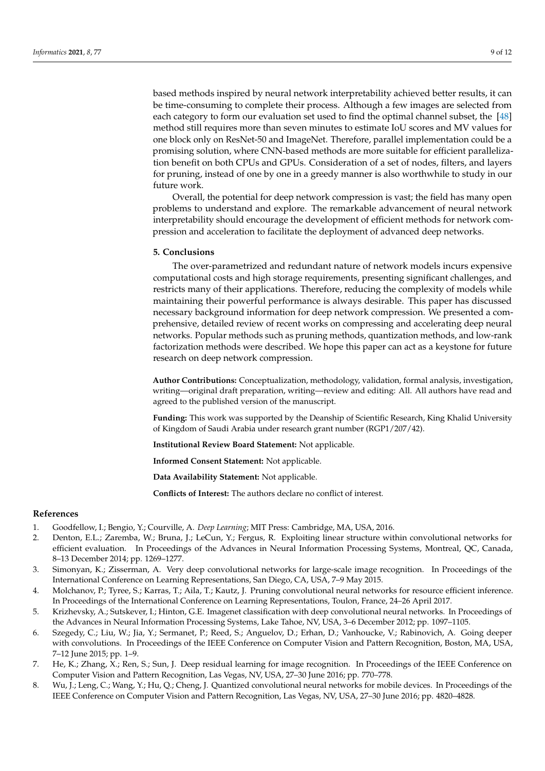based methods inspired by neural network interpretability achieved better results, it can be time-consuming to complete their process. Although a few images are selected from each category to form our evaluation set used to find the optimal channel subset, the [48] method still requires more than seven minutes to estimate IoU scores and MV values for one block only on ResNet-50 and ImageNet. Therefore, parallel implementation could be a promising solution, where CNN-based methods are more suitable for efficient parallelization benefit on both CPUs and GPUs. Consideration of a set of nodes, filters, and layers for pruning, instead of one by one in a greedy manner is also worthwhile to study in our future work.

Overall, the potential for deep network compression is vast; the field has many open problems to understand and explore. The remarkable advancement of neural network interpretability should encourage the development of efficient methods for network compression and acceleration to facilitate the deployment of advanced deep networks.

## 5. Conclusions

The over-parametrized and redundant nature of network models incurs expensive computational costs and high storage requirements, presenting significant challenges, and restricts many of their applications. Therefore, reducing the complexity of models while maintaining their powerful performance is always desirable. This paper has discussed necessary background information for deep network compression. We presented a comprehensive, detailed review of recent works on compressing and accelerating deep neural networks. Popular methods such as pruning methods, quantization methods, and low-rank factorization methods were described. We hope this paper can act as a keystone for future research on deep network compression.

**Author Contributions:** Conceptualization, methodology, validation, formal analysis, investigation, writing—original draft preparation, writing—review and editing: All. All authors have read and agreed to the published version of the manuscript.

**Funding:** This work was supported by the Deanship of Scientific Research, King Khalid University of Kingdom of Saudi Arabia under research grant number (RGP1/207/42).

**Institutional Review Board Statement:** Not applicable.

**Informed Consent Statement:** Not applicable.

**Data Availability Statement:** Not applicable.

**Conflicts of Interest:** The authors declare no conflict of interest.

## References

1. Goodfellow, I.; Bengio, Y.; Courville, A. *Deep Learning*; MIT Press: Cambridge, MA, USA, 2016.
2. Denton, E.L.; Zaremba, W.; Bruna, J.; LeCun, Y.; Fergus, R. Exploiting linear structure within convolutional networks for efficient evaluation. In Proceedings of the Advances in Neural Information Processing Systems, Montreal, QC, Canada, 8–13 December 2014; pp. 1269–1277.
3. Simonyan, K.; Zisserman, A. Very deep convolutional networks for large-scale image recognition. In Proceedings of the International Conference on Learning Representations, San Diego, CA, USA, 7–9 May 2015.
4. Molchanov, P.; Tyree, S.; Karras, T.; Aila, T.; Kautz, J. Pruning convolutional neural networks for resource efficient inference. In Proceedings of the International Conference on Learning Representations, Toulon, France, 24–26 April 2017.
5. Krizhevsky, A.; Sutskever, I.; Hinton, G.E. Imagenet classification with deep convolutional neural networks. In Proceedings of the Advances in Neural Information Processing Systems, Lake Tahoe, NV, USA, 3–6 December 2012; pp. 1097–1105.
6. Szegedy, C.; Liu, W.; Jia, Y.; Sermanet, P.; Reed, S.; Anguelov, D.; Erhan, D.; Vanhoucke, V.; Rabinovich, A. Going deeper with convolutions. In Proceedings of the IEEE Conference on Computer Vision and Pattern Recognition, Boston, MA, USA, 7–12 June 2015; pp. 1–9.
7. He, K.; Zhang, X.; Ren, S.; Sun, J. Deep residual learning for image recognition. In Proceedings of the IEEE Conference on Computer Vision and Pattern Recognition, Las Vegas, NV, USA, 27–30 June 2016; pp. 770–778.
8. Wu, J.; Leng, C.; Wang, Y.; Hu, Q.; Cheng, J. Quantized convolutional neural networks for mobile devices. In Proceedings of the IEEE Conference on Computer Vision and Pattern Recognition, Las Vegas, NV, USA, 27–30 June 2016; pp. 4820–4828.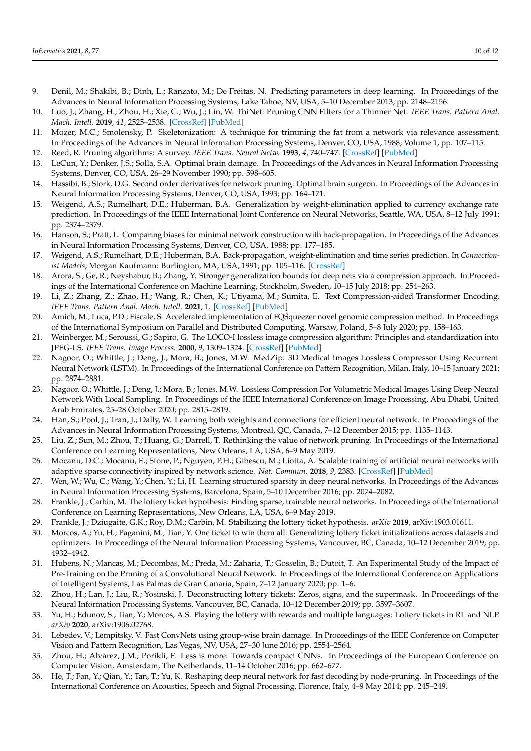9. Denil, M.; Shakibi, B.; Dinh, L.; Ranzato, M.; De Freitas, N. Predicting parameters in deep learning. In Proceedings of the Advances in Neural Information Processing Systems, Lake Tahoe, NV, USA, 5–10 December 2013; pp. 2148–2156.
10. Luo, J.; Zhang, H.; Zhou, H.; Xie, C.; Wu, J.; Lin, W. ThiNet: Pruning CNN Filters for a Thinner Net. *IEEE Trans. Pattern Anal. Mach. Intell.* **2019**, *41*, 2525–2538. [CrossRef] [PubMed]
11. Mozer, M.C.; Smolensky, P. Skeletonization: A technique for trimming the fat from a network via relevance assessment. In Proceedings of the Advances in Neural Information Processing Systems, Denver, CO, USA, 1988; Volume 1, pp. 107–115.
12. Reed, R. Pruning algorithms: A survey. *IEEE Trans. Neural Netw.* **1993**, *4*, 740–747. [CrossRef] [PubMed]
13. LeCun, Y.; Denker, J.S.; Solla, S.A. Optimal brain damage. In Proceedings of the Advances in Neural Information Processing Systems, Denver, CO, USA, 26–29 November 1990; pp. 598–605.
14. Hassibi, B.; Stork, D.G. Second order derivatives for network pruning: Optimal brain surgeon. In Proceedings of the Advances in Neural Information Processing Systems, Denver, CO, USA, 1993; pp. 164–171.
15. Weigend, A.S.; Rumelhart, D.E.; Huberman, B.A. Generalization by weight-elimination applied to currency exchange rate prediction. In Proceedings of the IEEE International Joint Conference on Neural Networks, Seattle, WA, USA, 8–12 July 1991; pp. 2374–2379.
16. Hanson, S.; Pratt, L. Comparing biases for minimal network construction with back-propagation. In Proceedings of the Advances in Neural Information Processing Systems, Denver, CO, USA, 1988; pp. 177–185.
17. Weigend, A.S.; Rumelhart, D.E.; Huberman, B.A. Back-propagation, weight-elimination and time series prediction. In *Connectionist Models*; Morgan Kaufmann: Burlington, MA, USA, 1991; pp. 105–116. [CrossRef]
18. Arora, S.; Ge, R.; Neyshabur, B.; Zhang, Y. Stronger generalization bounds for deep nets via a compression approach. In Proceedings of the International Conference on Machine Learning, Stockholm, Sweden, 10–15 July 2018; pp. 254–263.
19. Li, Z.; Zhang, Z.; Zhao, H.; Wang, R.; Chen, K.; Utiyama, M.; Sumita, E. Text Compression-aided Transformer Encoding. *IEEE Trans. Pattern Anal. Mach. Intell.* **2021**, 1. [CrossRef] [PubMed]
20. Amich, M.; Luca, P.D.; Fiscale, S. Accelerated implementation of FQSqueezer novel genomic compression method. In Proceedings of the International Symposium on Parallel and Distributed Computing, Warsaw, Poland, 5–8 July 2020; pp. 158–163.
21. Weinberger, M.; Seroussi, G.; Sapiro, G. The LOCO-I lossless image compression algorithm: Principles and standardization into JPEG-LS. *IEEE Trans. Image Process.* **2000**, *9*, 1309–1324. [CrossRef] [PubMed]
22. Nagoor, O.; Whittle, J.; Deng, J.; Mora, B.; Jones, M.W. MedZip: 3D Medical Images Lossless Compressor Using Recurrent Neural Network (LSTM). In Proceedings of the International Conference on Pattern Recognition, Milan, Italy, 10–15 January 2021; pp. 2874–2881.
23. Nagoor, O.; Whittle, J.; Deng, J.; Mora, B.; Jones, M.W. Lossless Compression For Volumetric Medical Images Using Deep Neural Network With Local Sampling. In Proceedings of the IEEE International Conference on Image Processing, Abu Dhabi, United Arab Emirates, 25–28 October 2020; pp. 2815–2819.
24. Han, S.; Pool, J.; Tran, J.; Dally, W. Learning both weights and connections for efficient neural network. In Proceedings of the Advances in Neural Information Processing Systems, Montreal, QC, Canada, 7–12 December 2015; pp. 1135–1143.
25. Liu, Z.; Sun, M.; Zhou, T.; Huang, G.; Darrell, T. Rethinking the value of network pruning. In Proceedings of the International Conference on Learning Representations, New Orleans, LA, USA, 6–9 May 2019.
26. Mocanu, D.C.; Mocanu, E.; Stone, P.; Nguyen, P.H.; Gibescu, M.; Liotta, A. Scalable training of artificial neural networks with adaptive sparse connectivity inspired by network science. *Nat. Commun.* **2018**, *9*, 2383. [CrossRef] [PubMed]
27. Wen, W.; Wu, C.; Wang, Y.; Chen, Y.; Li, H. Learning structured sparsity in deep neural networks. In Proceedings of the Advances in Neural Information Processing Systems, Barcelona, Spain, 5–10 December 2016; pp. 2074–2082.
28. Frankle, J.; Carbin, M. The lottery ticket hypothesis: Finding sparse, trainable neural networks. In Proceedings of the International Conference on Learning Representations, New Orleans, LA, USA, 6–9 May 2019.
29. Frankle, J.; Dziugaite, G.K.; Roy, D.M.; Carbin, M. Stabilizing the lottery ticket hypothesis. *arXiv* **2019**, arXiv:1903.01611.
30. Morcos, A.; Yu, H.; Paganini, M.; Tian, Y. One ticket to win them all: Generalizing lottery ticket initializations across datasets and optimizers. In Proceedings of the Neural Information Processing Systems, Vancouver, BC, Canada, 10–12 December 2019; pp. 4932–4942.
31. Hubens, N.; Mancas, M.; Decombas, M.; Preda, M.; Zaharia, T.; Gosselin, B.; Dutoit, T. An Experimental Study of the Impact of Pre-Training on the Pruning of a Convolutional Neural Network. In Proceedings of the International Conference on Applications of Intelligent Systems, Las Palmas de Gran Canaria, Spain, 7–12 January 2020; pp. 1–6.
32. Zhou, H.; Lan, J.; Liu, R.; Yosinski, J. Deconstructing lottery tickets: Zeros, signs, and the supermask. In Proceedings of the Neural Information Processing Systems, Vancouver, BC, Canada, 10–12 December 2019; pp. 3597–3607.
33. Yu, H.; Edunov, S.; Tian, Y.; Morcos, A.S. Playing the lottery with rewards and multiple languages: Lottery tickets in RL and NLP. *arXiv* **2020**, arXiv:1906.02768.
34. Lebedev, V.; Lempitsky, V. Fast ConvNets using group-wise brain damage. In Proceedings of the IEEE Conference on Computer Vision and Pattern Recognition, Las Vegas, NV, USA, 27–30 June 2016; pp. 2554–2564.
35. Zhou, H.; Alvarez, J.M.; Porikli, F. Less is more: Towards compact CNNs. In Proceedings of the European Conference on Computer Vision, Amsterdam, The Netherlands, 11–14 October 2016; pp. 662–677.
36. He, T.; Fan, Y.; Qian, Y.; Tan, T.; Yu, K. Reshaping deep neural network for fast decoding by node-pruning. In Proceedings of the International Conference on Acoustics, Speech and Signal Processing, Florence, Italy, 4–9 May 2014; pp. 245–249.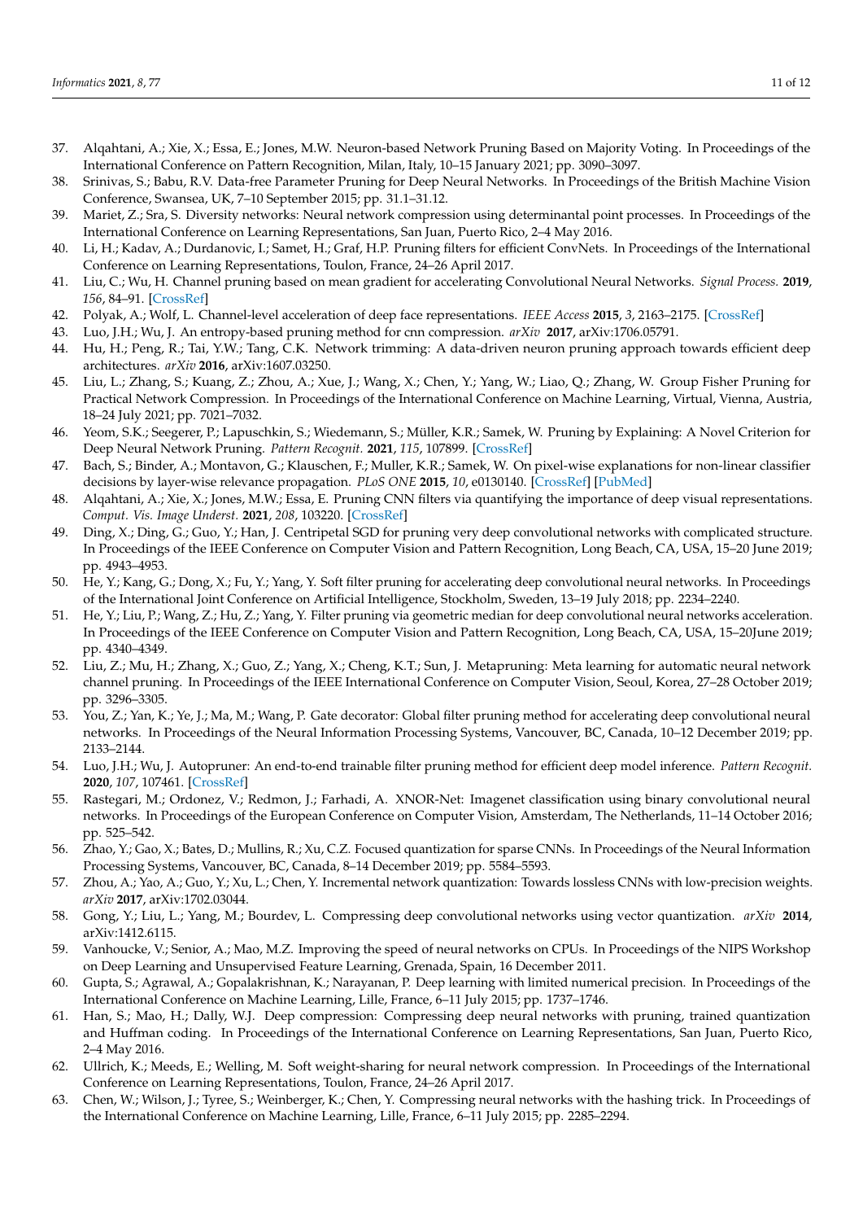37. Alqahtani, A.; Xie, X.; Essa, E.; Jones, M.W. Neuron-based Network Pruning Based on Majority Voting. In Proceedings of the International Conference on Pattern Recognition, Milan, Italy, 10–15 January 2021; pp. 3090–3097.
38. Srinivas, S.; Babu, R.V. Data-free Parameter Pruning for Deep Neural Networks. In Proceedings of the British Machine Vision Conference, Swansea, UK, 7–10 September 2015; pp. 31.1–31.12.
39. Mariet, Z.; Sra, S. Diversity networks: Neural network compression using determinantal point processes. In Proceedings of the International Conference on Learning Representations, San Juan, Puerto Rico, 2–4 May 2016.
40. Li, H.; Kadav, A.; Durdanovic, I.; Samet, H.; Graf, H.P. Pruning filters for efficient ConvNets. In Proceedings of the International Conference on Learning Representations, Toulon, France, 24–26 April 2017.
41. Liu, C.; Wu, H. Channel pruning based on mean gradient for accelerating Convolutional Neural Networks. *Signal Process.* **2019**, *156*, 84–91. [CrossRef]
42. Polyak, A.; Wolf, L. Channel-level acceleration of deep face representations. *IEEE Access* **2015**, *3*, 2163–2175. [CrossRef]
43. Luo, J.H.; Wu, J. An entropy-based pruning method for cnn compression. *arXiv* **2017**, arXiv:1706.05791.
44. Hu, H.; Peng, R.; Tai, Y.W.; Tang, C.K. Network trimming: A data-driven neuron pruning approach towards efficient deep architectures. *arXiv* **2016**, arXiv:1607.03250.
45. Liu, L.; Zhang, S.; Kuang, Z.; Zhou, A.; Xue, J.; Wang, X.; Chen, Y.; Yang, W.; Liao, Q.; Zhang, W. Group Fisher Pruning for Practical Network Compression. In Proceedings of the International Conference on Machine Learning, Virtual, Vienna, Austria, 18–24 July 2021; pp. 7021–7032.
46. Yeom, S.K.; Seegerer, P.; Lapuschkin, S.; Wiedemann, S.; Müller, K.R.; Samek, W. Pruning by Explaining: A Novel Criterion for Deep Neural Network Pruning. *Pattern Recognit.* **2021**, *115*, 107899. [CrossRef]
47. Bach, S.; Binder, A.; Montavon, G.; Klauschen, F.; Muller, K.R.; Samek, W. On pixel-wise explanations for non-linear classifier decisions by layer-wise relevance propagation. *PLoS ONE* **2015**, *10*, e0130140. [CrossRef] [PubMed]
48. Alqahtani, A.; Xie, X.; Jones, M.W.; Essa, E. Pruning CNN filters via quantifying the importance of deep visual representations. *Comput. Vis. Image Underst.* **2021**, *208*, 103220. [CrossRef]
49. Ding, X.; Ding, G.; Guo, Y.; Han, J. Centripetal SGD for pruning very deep convolutional networks with complicated structure. In Proceedings of the IEEE Conference on Computer Vision and Pattern Recognition, Long Beach, CA, USA, 15–20 June 2019; pp. 4943–4953.
50. He, Y.; Kang, G.; Dong, X.; Fu, Y.; Yang, Y. Soft filter pruning for accelerating deep convolutional neural networks. In Proceedings of the International Joint Conference on Artificial Intelligence, Stockholm, Sweden, 13–19 July 2018; pp. 2234–2240.
51. He, Y.; Liu, P.; Wang, Z.; Hu, Z.; Yang, Y. Filter pruning via geometric median for deep convolutional neural networks acceleration. In Proceedings of the IEEE Conference on Computer Vision and Pattern Recognition, Long Beach, CA, USA, 15–20June 2019; pp. 4340–4349.
52. Liu, Z.; Mu, H.; Zhang, X.; Guo, Z.; Yang, X.; Cheng, K.T.; Sun, J. Metapruning: Meta learning for automatic neural network channel pruning. In Proceedings of the IEEE International Conference on Computer Vision, Seoul, Korea, 27–28 October 2019; pp. 3296–3305.
53. You, Z.; Yan, K.; Ye, J.; Ma, M.; Wang, P. Gate decorator: Global filter pruning method for accelerating deep convolutional neural networks. In Proceedings of the Neural Information Processing Systems, Vancouver, BC, Canada, 10–12 December 2019; pp. 2133–2144.
54. Luo, J.H.; Wu, J. Autopruner: An end-to-end trainable filter pruning method for efficient deep model inference. *Pattern Recognit.* **2020**, *107*, 107461. [CrossRef]
55. Rastegari, M.; Ordonez, V.; Redmon, J.; Farhadi, A. XNOR-Net: Imagenet classification using binary convolutional neural networks. In Proceedings of the European Conference on Computer Vision, Amsterdam, The Netherlands, 11–14 October 2016; pp. 525–542.
56. Zhao, Y.; Gao, X.; Bates, D.; Mullins, R.; Xu, C.Z. Focused quantization for sparse CNNs. In Proceedings of the Neural Information Processing Systems, Vancouver, BC, Canada, 8–14 December 2019; pp. 5584–5593.
57. Zhou, A.; Yao, A.; Guo, Y.; Xu, L.; Chen, Y. Incremental network quantization: Towards lossless CNNs with low-precision weights. *arXiv* **2017**, arXiv:1702.03044.
58. Gong, Y.; Liu, L.; Yang, M.; Bourdev, L. Compressing deep convolutional networks using vector quantization. *arXiv* **2014**, arXiv:1412.6115.
59. Vanhoucke, V.; Senior, A.; Mao, M.Z. Improving the speed of neural networks on CPUs. In Proceedings of the NIPS Workshop on Deep Learning and Unsupervised Feature Learning, Grenada, Spain, 16 December 2011.
60. Gupta, S.; Agrawal, A.; Gopalakrishnan, K.; Narayanan, P. Deep learning with limited numerical precision. In Proceedings of the International Conference on Machine Learning, Lille, France, 6–11 July 2015; pp. 1737–1746.
61. Han, S.; Mao, H.; Dally, W.J. Deep compression: Compressing deep neural networks with pruning, trained quantization and Huffman coding. In Proceedings of the International Conference on Learning Representations, San Juan, Puerto Rico, 2–4 May 2016.
62. Ullrich, K.; Meeds, E.; Welling, M. Soft weight-sharing for neural network compression. In Proceedings of the International Conference on Learning Representations, Toulon, France, 24–26 April 2017.
63. Chen, W.; Wilson, J.; Tyree, S.; Weinberger, K.; Chen, Y. Compressing neural networks with the hashing trick. In Proceedings of the International Conference on Machine Learning, Lille, France, 6–11 July 2015; pp. 2285–2294.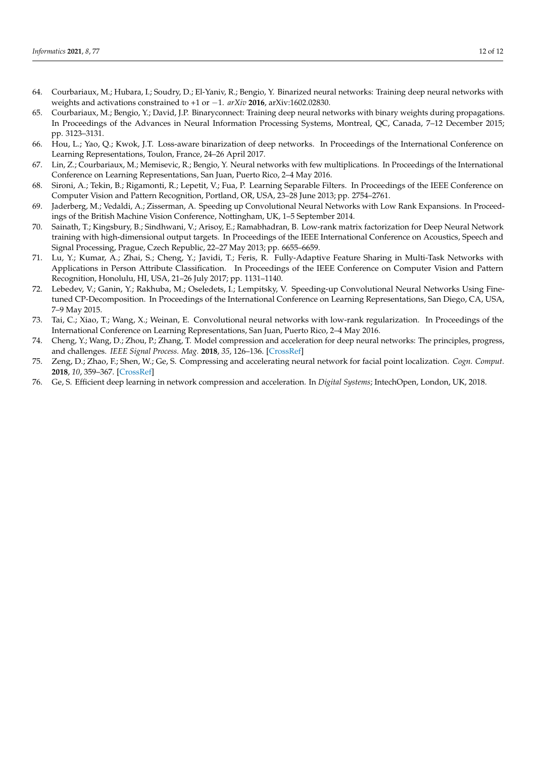64. Courbariaux, M.; Hubara, I.; Soudry, D.; El-Yaniv, R.; Bengio, Y. Binarized neural networks: Training deep neural networks with weights and activations constrained to +1 or −1. *arXiv* **2016**, arXiv:1602.02830.
65. Courbariaux, M.; Bengio, Y.; David, J.P. Binaryconnect: Training deep neural networks with binary weights during propagations. In Proceedings of the Advances in Neural Information Processing Systems, Montreal, QC, Canada, 7–12 December 2015; pp. 3123–3131.
66. Hou, L.; Yao, Q.; Kwok, J.T. Loss-aware binarization of deep networks. In Proceedings of the International Conference on Learning Representations, Toulon, France, 24–26 April 2017.
67. Lin, Z.; Courbariaux, M.; Memisevic, R.; Bengio, Y. Neural networks with few multiplications. In Proceedings of the International Conference on Learning Representations, San Juan, Puerto Rico, 2–4 May 2016.
68. Sironi, A.; Tekin, B.; Rigamonti, R.; Lepetit, V.; Fua, P. Learning Separable Filters. In Proceedings of the IEEE Conference on Computer Vision and Pattern Recognition, Portland, OR, USA, 23–28 June 2013; pp. 2754–2761.
69. Jaderberg, M.; Vedaldi, A.; Zisserman, A. Speeding up Convolutional Neural Networks with Low Rank Expansions. In Proceedings of the British Machine Vision Conference, Nottingham, UK, 1–5 September 2014.
70. Sainath, T.; Kingsbury, B.; Sindhwani, V.; Arisoy, E.; Ramabhadran, B. Low-rank matrix factorization for Deep Neural Network training with high-dimensional output targets. In Proceedings of the IEEE International Conference on Acoustics, Speech and Signal Processing, Prague, Czech Republic, 22–27 May 2013; pp. 6655–6659.
71. Lu, Y.; Kumar, A.; Zhai, S.; Cheng, Y.; Javidi, T.; Feris, R. Fully-Adaptive Feature Sharing in Multi-Task Networks with Applications in Person Attribute Classification. In Proceedings of the IEEE Conference on Computer Vision and Pattern Recognition, Honolulu, HI, USA, 21–26 July 2017; pp. 1131–1140.
72. Lebedev, V.; Ganin, Y.; Rakhuba, M.; Oseledets, I.; Lempitsky, V. Speeding-up Convolutional Neural Networks Using Fine-tuned CP-Decomposition. In Proceedings of the International Conference on Learning Representations, San Diego, CA, USA, 7–9 May 2015.
73. Tai, C.; Xiao, T.; Wang, X.; Weinan, E. Convolutional neural networks with low-rank regularization. In Proceedings of the International Conference on Learning Representations, San Juan, Puerto Rico, 2–4 May 2016.
74. Cheng, Y.; Wang, D.; Zhou, P.; Zhang, T. Model compression and acceleration for deep neural networks: The principles, progress, and challenges. *IEEE Signal Process. Mag.* **2018**, *35*, 126–136. [CrossRef]
75. Zeng, D.; Zhao, F.; Shen, W.; Ge, S. Compressing and accelerating neural network for facial point localization. *Cogn. Comput.* **2018**, *10*, 359–367. [CrossRef]
76. Ge, S. Efficient deep learning in network compression and acceleration. In *Digital Systems*; IntechOpen, London, UK, 2018.